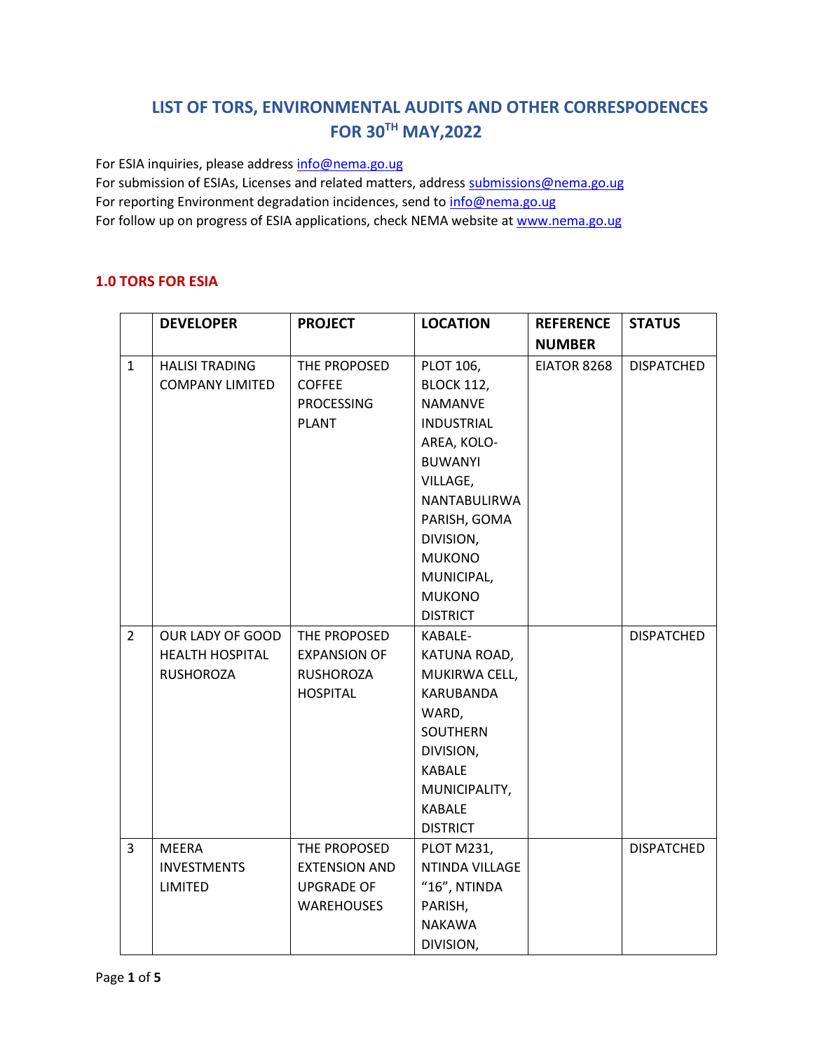# LIST OF TORS, ENVIRONMENTAL AUDITS AND OTHER CORRESPODENCES FOR 30TH MAY,2022

For ESIA inquiries, please address info@nema.go.ug
For submission of ESIAs, Licenses and related matters, address submissions@nema.go.ug
For reporting Environment degradation incidences, send to info@nema.go.ug
For follow up on progress of ESIA applications, check NEMA website at www.nema.go.ug

## 1.0 TORS FOR ESIA

| | DEVELOPER | PROJECT | LOCATION | REFERENCE NUMBER | STATUS |
|---|---|---|---|---|---|
| 1 | HALISI TRADING COMPANY LIMITED | THE PROPOSED COFFEE PROCESSING PLANT | PLOT 106, BLOCK 112, NAMANVE INDUSTRIAL AREA, KOLO-BUWANYI VILLAGE, NANTABULIRWA PARISH, GOMA DIVISION, MUKONO MUNICIPAL, MUKONO DISTRICT | EIATOR 8268 | DISPATCHED |
| 2 | OUR LADY OF GOOD HEALTH HOSPITAL RUSHOROZA | THE PROPOSED EXPANSION OF RUSHOROZA HOSPITAL | KABALE-KATUNA ROAD, MUKIRWA CELL, KARUBANDA WARD, SOUTHERN DIVISION, KABALE MUNICIPALITY, KABALE DISTRICT | | DISPATCHED |
| 3 | MEERA INVESTMENTS LIMITED | THE PROPOSED EXTENSION AND UPGRADE OF WAREHOUSES | PLOT M231, NTINDA VILLAGE “16”, NTINDA PARISH, NAKAWA DIVISION, | | DISPATCHED |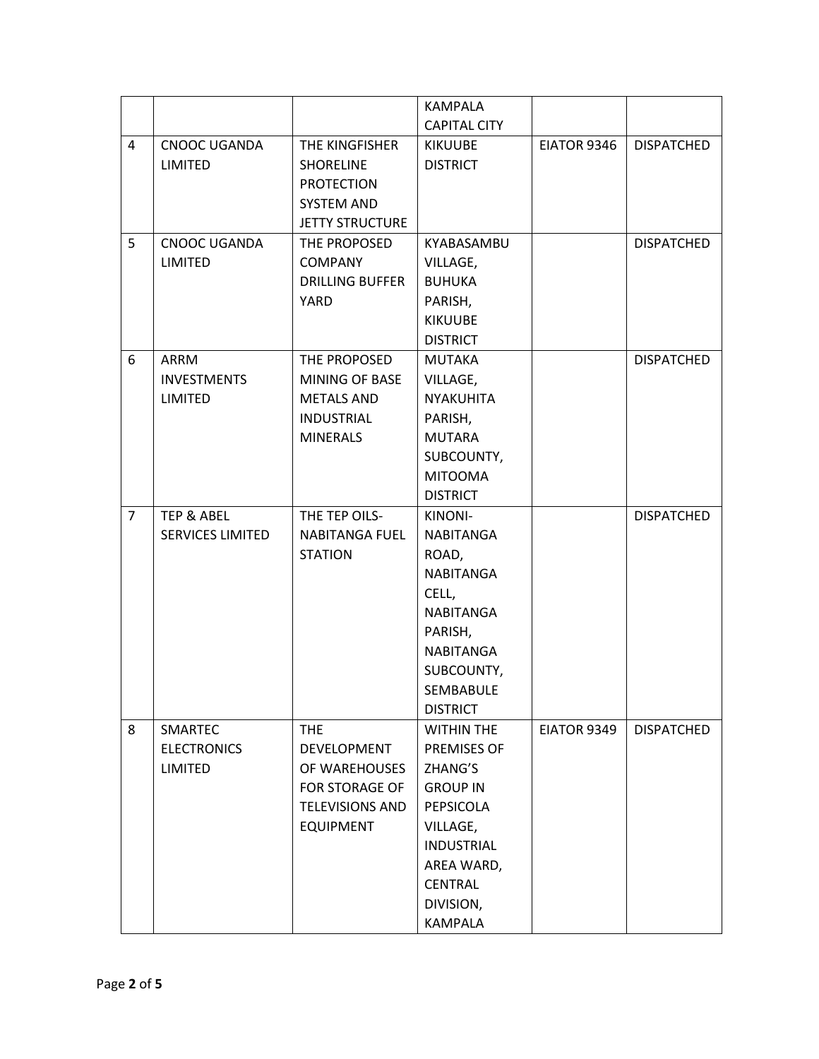| | | | KAMPALA CAPITAL CITY | | |
|---|---|---|---|---|---|
| 4 | CNOOC UGANDA LIMITED | THE KINGFISHER SHORELINE PROTECTION SYSTEM AND JETTY STRUCTURE | KIKUUBE DISTRICT | EIATOR 9346 | DISPATCHED |
| 5 | CNOOC UGANDA LIMITED | THE PROPOSED COMPANY DRILLING BUFFER YARD | KYABASAMBU VILLAGE, BUHUKA PARISH, KIKUUBE DISTRICT | | DISPATCHED |
| 6 | ARRM INVESTMENTS LIMITED | THE PROPOSED MINING OF BASE METALS AND INDUSTRIAL MINERALS | MUTAKA VILLAGE, NYAKUHITA PARISH, MUTARA SUBCOUNTY, MITOOMA DISTRICT | | DISPATCHED |
| 7 | TEP & ABEL SERVICES LIMITED | THE TEP OILS-NABITANGA FUEL STATION | KINONI-NABITANGA ROAD, NABITANGA CELL, NABITANGA PARISH, NABITANGA SUBCOUNTY, SEMBABULE DISTRICT | | DISPATCHED |
| 8 | SMARTEC ELECTRONICS LIMITED | THE DEVELOPMENT OF WAREHOUSES FOR STORAGE OF TELEVISIONS AND EQUIPMENT | WITHIN THE PREMISES OF ZHANG'S GROUP IN PEPSICOLA VILLAGE, INDUSTRIAL AREA WARD, CENTRAL DIVISION, KAMPALA | EIATOR 9349 | DISPATCHED |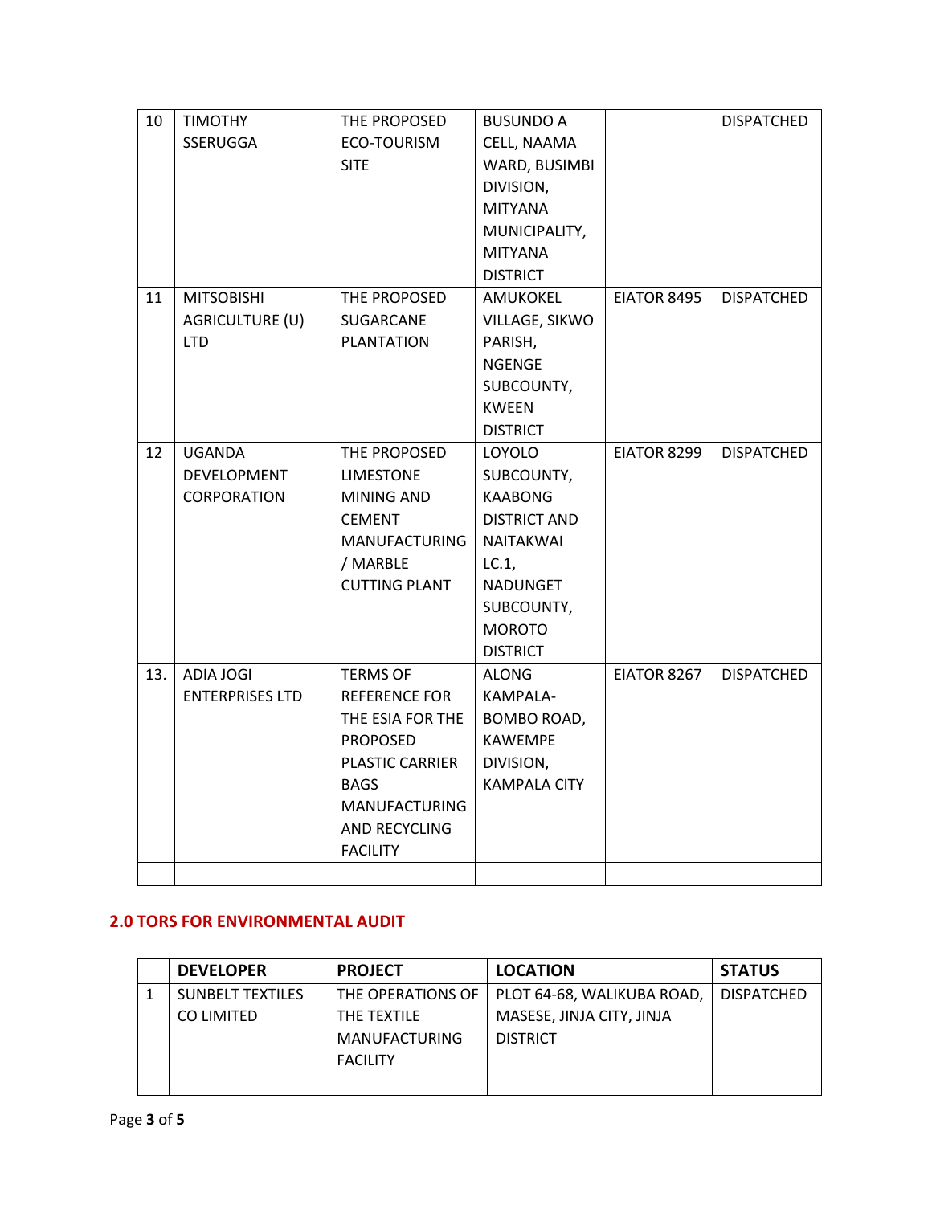| | | | | | |
|---|---|---|---|---|---|
| 10 | TIMOTHY SSERUGGA | THE PROPOSED ECO-TOURISM SITE | BUSUNDO A CELL, NAAMA WARD, BUSIMBI DIVISION, MITYANA MUNICIPALITY, MITYANA DISTRICT | | DISPATCHED |
| 11 | MITSOBISHI AGRICULTURE (U) LTD | THE PROPOSED SUGARCANE PLANTATION | AMUKOKEL VILLAGE, SIKWO PARISH, NGENGE SUBCOUNTY, KWEEN DISTRICT | EIATOR 8495 | DISPATCHED |
| 12 | UGANDA DEVELOPMENT CORPORATION | THE PROPOSED LIMESTONE MINING AND CEMENT MANUFACTURING / MARBLE CUTTING PLANT | LOYOLO SUBCOUNTY, KAABONG DISTRICT AND NAITAKWAI LC.1, NADUNGET SUBCOUNTY, MOROTO DISTRICT | EIATOR 8299 | DISPATCHED |
| 13. | ADIA JOGI ENTERPRISES LTD | TERMS OF REFERENCE FOR THE ESIA FOR THE PROPOSED PLASTIC CARRIER BAGS MANUFACTURING AND RECYCLING FACILITY | ALONG KAMPALA-BOMBO ROAD, KAWEMPE DIVISION, KAMPALA CITY | EIATOR 8267 | DISPATCHED |
| | | | | | |

## 2.0 TORS FOR ENVIRONMENTAL AUDIT

| | DEVELOPER | PROJECT | LOCATION | STATUS |
|---|---|---|---|---|
| 1 | SUNBELT TEXTILES CO LIMITED | THE OPERATIONS OF THE TEXTILE MANUFACTURING FACILITY | PLOT 64-68, WALIKUBA ROAD, MASESE, JINJA CITY, JINJA DISTRICT | DISPATCHED |
| | | | | |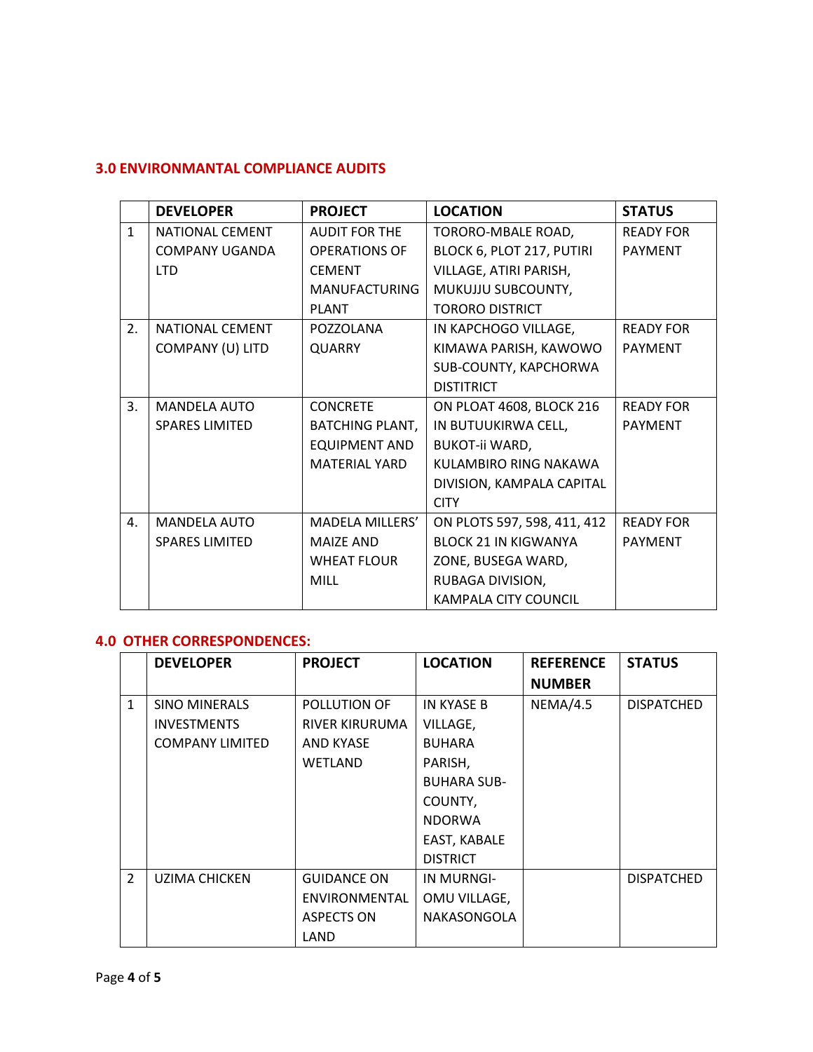## 3.0 ENVIRONMANTAL COMPLIANCE AUDITS

| | DEVELOPER | PROJECT | LOCATION | STATUS |
|---|---|---|---|---|
| 1 | NATIONAL CEMENT COMPANY UGANDA LTD | AUDIT FOR THE OPERATIONS OF CEMENT MANUFACTURING PLANT | TORORO-MBALE ROAD, BLOCK 6, PLOT 217, PUTIRI VILLAGE, ATIRI PARISH, MUKUJJU SUBCOUNTY, TORORO DISTRICT | READY FOR PAYMENT |
| 2. | NATIONAL CEMENT COMPANY (U) LITD | POZZOLANA QUARRY | IN KAPCHOGO VILLAGE, KIMAWA PARISH, KAWOWO SUB-COUNTY, KAPCHORWA DISTITRICT | READY FOR PAYMENT |
| 3. | MANDELA AUTO SPARES LIMITED | CONCRETE BATCHING PLANT, EQUIPMENT AND MATERIAL YARD | ON PLOAT 4608, BLOCK 216 IN BUTUUKIRWA CELL, BUKOT-ii WARD, KULAMBIRO RING NAKAWA DIVISION, KAMPALA CAPITAL CITY | READY FOR PAYMENT |
| 4. | MANDELA AUTO SPARES LIMITED | MADELA MILLERS' MAIZE AND WHEAT FLOUR MILL | ON PLOTS 597, 598, 411, 412 BLOCK 21 IN KIGWANYA ZONE, BUSEGA WARD, RUBAGA DIVISION, KAMPALA CITY COUNCIL | READY FOR PAYMENT |

## 4.0 OTHER CORRESPONDENCES:

| | DEVELOPER | PROJECT | LOCATION | REFERENCE NUMBER | STATUS |
|---|---|---|---|---|---|
| 1 | SINO MINERALS INVESTMENTS COMPANY LIMITED | POLLUTION OF RIVER KIRURUMA AND KYASE WETLAND | IN KYASE B VILLAGE, BUHARA PARISH, BUHARA SUB-COUNTY, NDORWA EAST, KABALE DISTRICT | NEMA/4.5 | DISPATCHED |
| 2 | UZIMA CHICKEN | GUIDANCE ON ENVIRONMENTAL ASPECTS ON LAND | IN MURNGI-OMU VILLAGE, NAKASONGOLA | | DISPATCHED |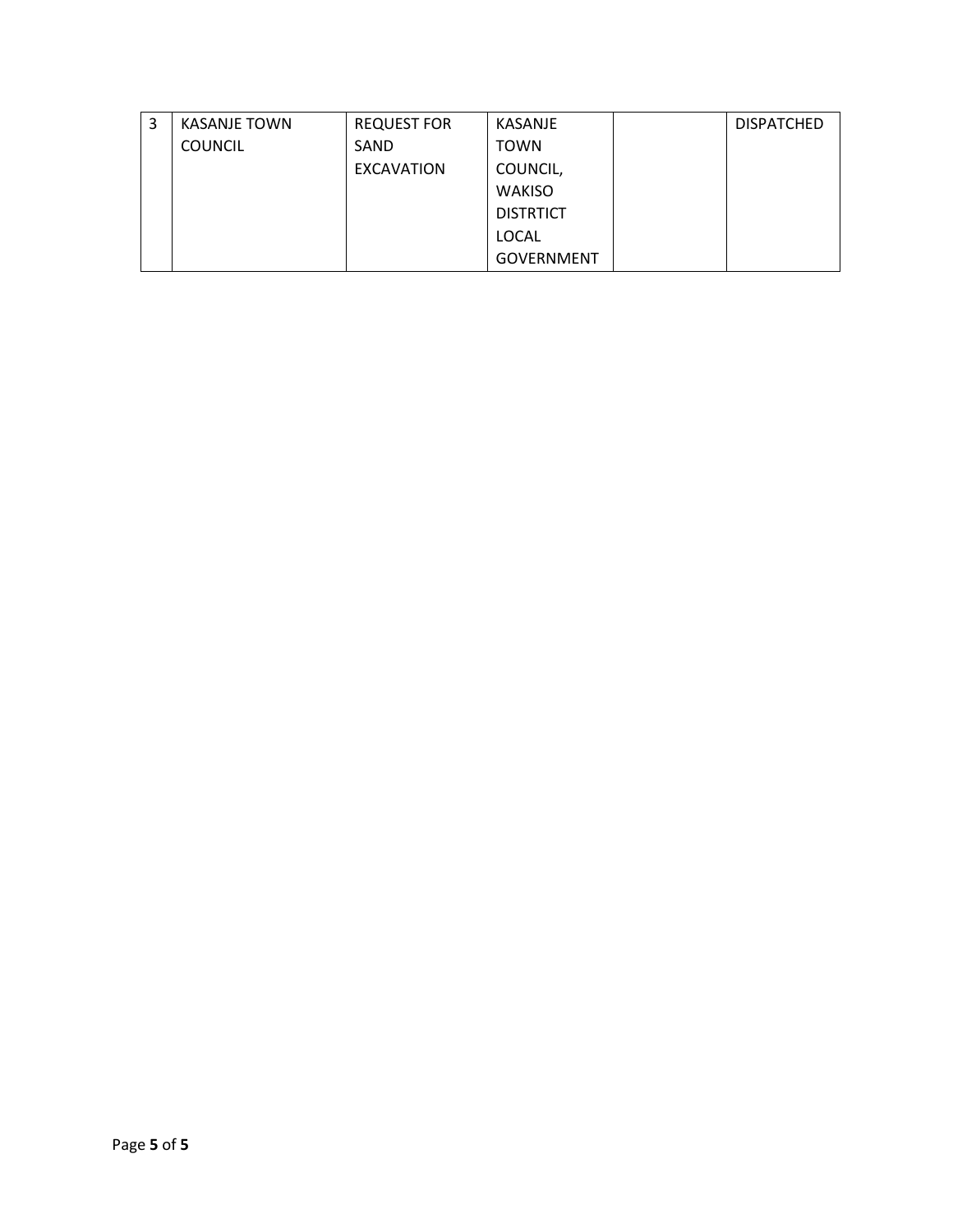| | | | | | |
|---|---|---|---|---|---|
| 3 | KASANJE TOWN COUNCIL | REQUEST FOR SAND EXCAVATION | KASANJE TOWN COUNCIL, WAKISO DISTRTICT LOCAL GOVERNMENT | | DISPATCHED |